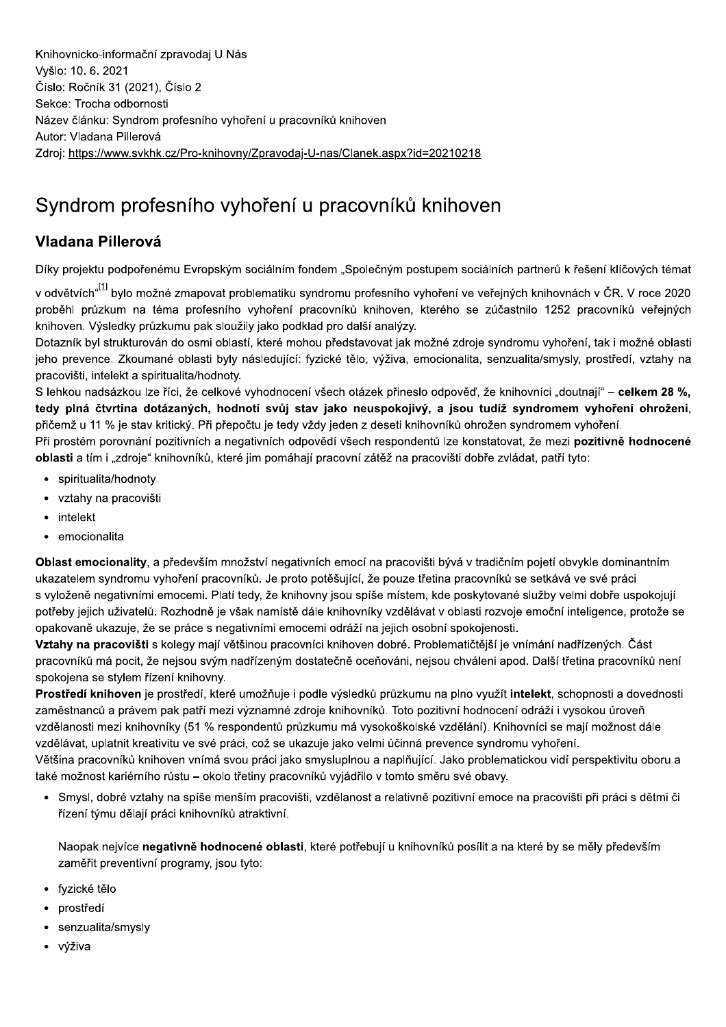Knihovnicko-informační zpravodaj U Nás
Vyšlo: 10. 6. 2021
Číslo: Ročník 31 (2021), Číslo 2
Sekce: Trocha odbornosti
Název článku: Syndrom profesního vyhoření u pracovníků knihoven
Autor: Vladana Pillerová
Zdroj: https://www.svkhk.cz/Pro-knihovny/Zpravodaj-U-nas/Clanek.aspx?id=20210218

# Syndrom profesního vyhoření u pracovníků knihoven

## Vladana Pillerová

Díky projektu podpořenému Evropským sociálním fondem „Společným postupem sociálních partnerů k řešení klíčových témat v odvětvích"[1] bylo možné zmapovat problematiku syndromu profesního vyhoření ve veřejných knihovnách v ČR. V roce 2020 proběhl průzkum na téma profesního vyhoření pracovníků knihoven, kterého se zúčastnilo 1252 pracovníků veřejných knihoven. Výsledky průzkumu pak sloužily jako podklad pro další analýzy.

Dotazník byl strukturován do osmi oblastí, které mohou představovat jak možné zdroje syndromu vyhoření, tak i možné oblasti jeho prevence. Zkoumané oblasti byly následující: fyzické tělo, výživa, emocionalita, senzualita/smysly, prostředí, vztahy na pracovišti, intelekt a spiritualita/hodnoty.

S lehkou nadsázkou lze říci, že celkové vyhodnocení všech otázek přineslo odpověď, že knihovníci „doutnají" – **celkem 28 %, tedy plná čtvrtina dotázaných, hodnotí svůj stav jako neuspokojivý, a jsou tudíž syndromem vyhoření ohroženi**, přičemž u 11 % je stav kritický. Při přepočtu je tedy vždy jeden z deseti knihovníků ohrožen syndromem vyhoření.

Při prostém porovnání pozitivních a negativních odpovědí všech respondentů lze konstatovat, že mezi **pozitivně hodnocené oblasti** a tím i „zdroje" knihovníků, které jim pomáhají pracovní zátěž na pracovišti dobře zvládat, patří tyto:

- spiritualita/hodnoty
- vztahy na pracovišti
- intelekt
- emocionalita

**Oblast emocionality**, a především množství negativních emocí na pracovišti bývá v tradičním pojetí obvykle dominantním ukazatelem syndromu vyhoření pracovníků. Je proto potěšující, že pouze třetina pracovníků se setkává ve své práci s vyloženě negativními emocemi. Platí tedy, že knihovny jsou spíše místem, kde poskytované služby velmi dobře uspokojují potřeby jejich uživatelů. Rozhodně je však namístě dále knihovníky vzdělávat v oblasti rozvoje emoční inteligence, protože se opakovaně ukazuje, že se práce s negativními emocemi odráží na jejich osobní spokojenosti.

**Vztahy na pracovišti** s kolegy mají většinou pracovníci knihoven dobré. Problematičtější je vnímání nadřízených. Část pracovníků má pocit, že nejsou svým nadřízeným dostatečně oceňováni, nejsou chváleni apod. Další třetina pracovníků není spokojena se stylem řízení knihovny.

**Prostředí knihoven** je prostředí, které umožňuje i podle výsledků průzkumu na plno využít **intelekt**, schopnosti a dovednosti zaměstnanců a právem pak patří mezi významné zdroje knihovníků. Toto pozitivní hodnocení odráží i vysokou úroveň vzdělanosti mezi knihovníky (51 % respondentů průzkumu má vysokoškolské vzdělání). Knihovníci se mají možnost dále vzdělávat, uplatnit kreativitu ve své práci, což se ukazuje jako velmi účinná prevence syndromu vyhoření.

Většina pracovníků knihoven vnímá svou práci jako smysluplnou a naplňující. Jako problematickou vidí perspektivitu oboru a také možnost kariérního růstu – okolo třetiny pracovníků vyjádřilo v tomto směru své obavy.

- Smysl, dobré vztahy na spíše menším pracovišti, vzdělanost a relativně pozitivní emoce na pracovišti při práci s dětmi či řízení týmu dělají práci knihovníků atraktivní.

  Naopak nejvíce **negativně hodnocené oblasti**, které potřebují u knihovníků posílit a na které by se měly především zaměřit preventivní programy, jsou tyto:

- fyzické tělo
- prostředí
- senzualita/smysly
- výživa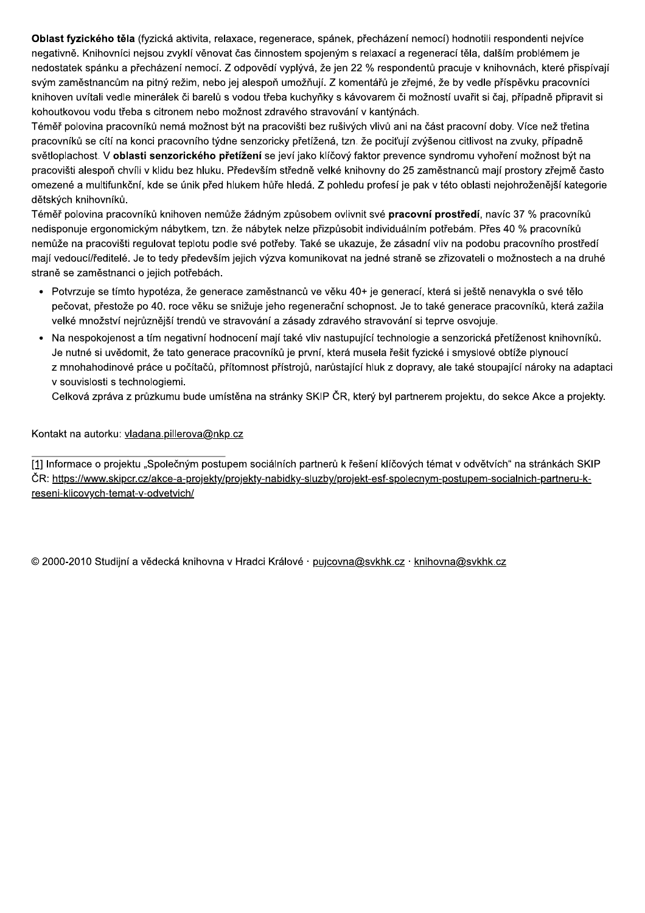**Oblast fyzického těla** (fyzická aktivita, relaxace, regenerace, spánek, přecházení nemocí) hodnotili respondenti nejvíce negativně. Knihovníci nejsou zvyklí věnovat čas činnostem spojeným s relaxací a regenerací těla, dalším problémem je nedostatek spánku a přecházení nemocí. Z odpovědí vyplývá, že jen 22 % respondentů pracuje v knihovnách, které přispívají svým zaměstnancům na pitný režim, nebo jej alespoň umožňují. Z komentářů je zřejmé, že by vedle příspěvku pracovníci knihoven uvítali vedle minerálek či barelů s vodou třeba kuchyňky s kávovarem či možností uvařit si čaj, případně připravit si kohoutkovou vodu třeba s citronem nebo možnost zdravého stravování v kantýnách.

Téměř polovina pracovníků nemá možnost být na pracovišti bez rušivých vlivů ani na část pracovní doby. Více než třetina pracovníků se cítí na konci pracovního týdne senzoricky přetížená, tzn. že pociťují zvýšenou citlivost na zvuky, případně světloplachost. V **oblasti senzorického přetížení** se jeví jako klíčový faktor prevence syndromu vyhoření možnost být na pracovišti alespoň chvíli v klidu bez hluku. Především středně velké knihovny do 25 zaměstnanců mají prostory zřejmě často omezené a multifunkční, kde se únik před hlukem hůře hledá. Z pohledu profesí je pak v této oblasti nejohroženější kategorie dětských knihovníků.

Téměř polovina pracovníků knihoven nemůže žádným způsobem ovlivnit své **pracovní prostředí**, navíc 37 % pracovníků nedisponuje ergonomickým nábytkem, tzn. že nábytek nelze přizpůsobit individuálním potřebám. Přes 40 % pracovníků nemůže na pracovišti regulovat teplotu podle své potřeby. Také se ukazuje, že zásadní vliv na podobu pracovního prostředí mají vedoucí/ředitelé. Je to tedy především jejich výzva komunikovat na jedné straně se zřizovateli o možnostech a na druhé straně se zaměstnanci o jejich potřebách.

- Potvrzuje se tímto hypotéza, že generace zaměstnanců ve věku 40+ je generací, která si ještě nenavykla o své tělo pečovat, přestože po 40. roce věku se snižuje jeho regenerační schopnost. Je to také generace pracovníků, která zažila velké množství nejrůznější trendů ve stravování a zásady zdravého stravování si teprve osvojuje.
- Na nespokojenost a tím negativní hodnocení mají také vliv nastupující technologie a senzorická přetíženost knihovníků. Je nutné si uvědomit, že tato generace pracovníků je první, která musela řešit fyzické i smyslové obtíže plynoucí z mnohahodinové práce u počítačů, přítomnost přístrojů, narůstající hluk z dopravy, ale také stoupající nároky na adaptaci v souvislosti s technologiemi.

  Celková zpráva z průzkumu bude umístěna na stránky SKIP ČR, který byl partnerem projektu, do sekce Akce a projekty.

Kontakt na autorku: vladana.pillerova@nkp.cz

---

[1] Informace o projektu „Společným postupem sociálních partnerů k řešení klíčových témat v odvětvích" na stránkách SKIP ČR: https://www.skipcr.cz/akce-a-projekty/projekty-nabidky-sluzby/projekt-esf-spolecnym-postupem-socialnich-partneru-k-reseni-klicovych-temat-v-odvetvich/

© 2000-2010 Studijní a vědecká knihovna v Hradci Králové · pujcovna@svkhk.cz · knihovna@svkhk.cz